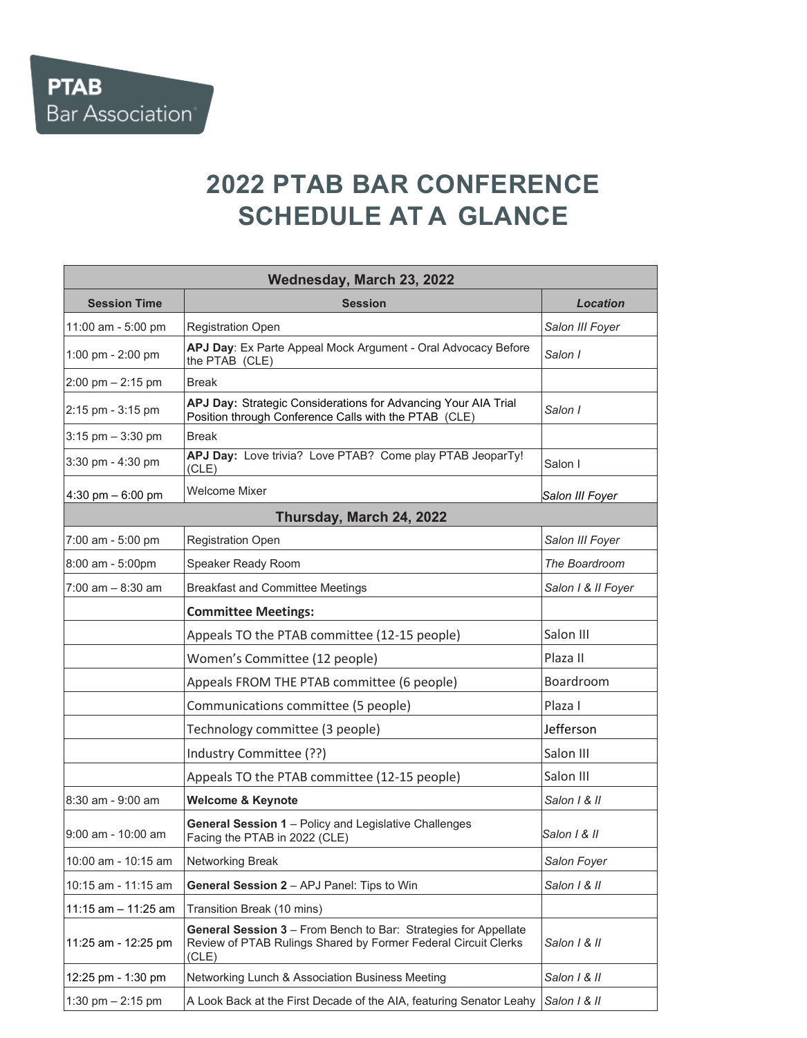PTAB
Bar Association

# 2022 PTAB BAR CONFERENCE SCHEDULE AT A GLANCE

| Wednesday, March 23, 2022 | | |
|---|---|---|
| **Session Time** | **Session** | ***Location*** |
| 11:00 am - 5:00 pm | Registration Open | *Salon III Foyer* |
| 1:00 pm - 2:00 pm | **APJ Day**: Ex Parte Appeal Mock Argument - Oral Advocacy Before the PTAB (CLE) | *Salon I* |
| 2:00 pm – 2:15 pm | Break | |
| 2:15 pm - 3:15 pm | **APJ Day:** Strategic Considerations for Advancing Your AIA Trial Position through Conference Calls with the PTAB (CLE) | *Salon I* |
| 3:15 pm – 3:30 pm | Break | |
| 3:30 pm - 4:30 pm | **APJ Day:** Love trivia? Love PTAB? Come play PTAB JeoparTy! (CLE) | Salon I |
| 4:30 pm – 6:00 pm | Welcome Mixer | *Salon III Foyer* |
| **Thursday, March 24, 2022** | | |
| 7:00 am - 5:00 pm | Registration Open | *Salon III Foyer* |
| 8:00 am - 5:00pm | Speaker Ready Room | *The Boardroom* |
| 7:00 am – 8:30 am | Breakfast and Committee Meetings | *Salon I & II Foyer* |
| | **Committee Meetings:** | |
| | Appeals TO the PTAB committee (12-15 people) | Salon III |
| | Women's Committee (12 people) | Plaza II |
| | Appeals FROM THE PTAB committee (6 people) | Boardroom |
| | Communications committee (5 people) | Plaza I |
| | Technology committee (3 people) | Jefferson |
| | Industry Committee (??) | Salon III |
| | Appeals TO the PTAB committee (12-15 people) | Salon III |
| 8:30 am - 9:00 am | **Welcome & Keynote** | *Salon I & II* |
| 9:00 am - 10:00 am | **General Session 1** – Policy and Legislative Challenges Facing the PTAB in 2022 (CLE) | *Salon I & II* |
| 10:00 am - 10:15 am | Networking Break | *Salon Foyer* |
| 10:15 am - 11:15 am | **General Session 2** – APJ Panel: Tips to Win | *Salon I & II* |
| 11:15 am – 11:25 am | Transition Break (10 mins) | |
| 11:25 am - 12:25 pm | **General Session 3** – From Bench to Bar: Strategies for Appellate Review of PTAB Rulings Shared by Former Federal Circuit Clerks (CLE) | *Salon I & II* |
| 12:25 pm - 1:30 pm | Networking Lunch & Association Business Meeting | *Salon I & II* |
| 1:30 pm – 2:15 pm | A Look Back at the First Decade of the AIA, featuring Senator Leahy | *Salon I & II* |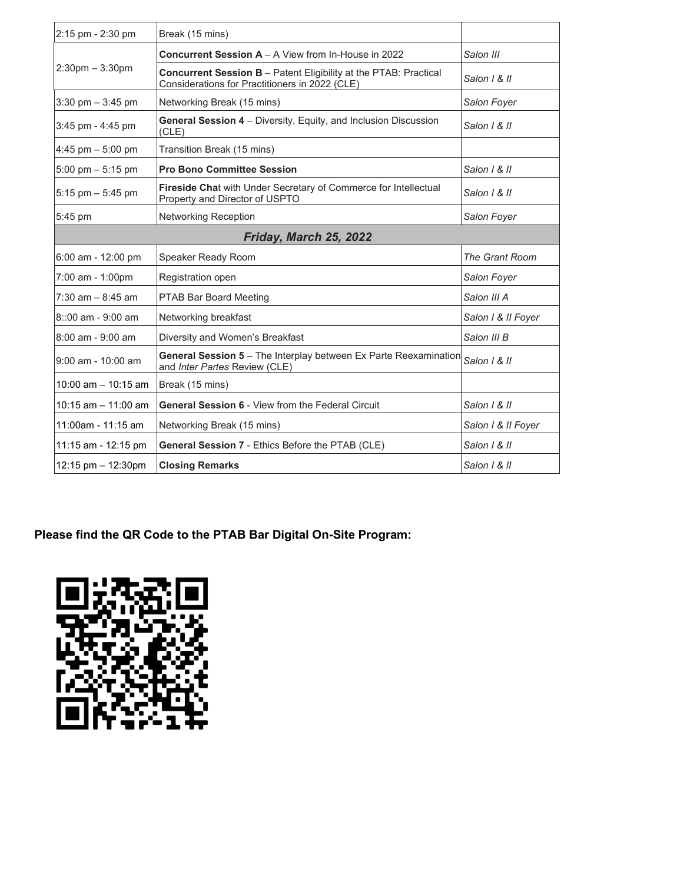| | | |
|---|---|---|
| 2:15 pm - 2:30 pm | Break (15 mins) | |
| 2:30pm – 3:30pm | **Concurrent Session A** – A View from In-House in 2022 | *Salon III* |
| | **Concurrent Session B** – Patent Eligibility at the PTAB: Practical Considerations for Practitioners in 2022 (CLE) | *Salon I & II* |
| 3:30 pm – 3:45 pm | Networking Break (15 mins) | *Salon Foyer* |
| 3:45 pm - 4:45 pm | **General Session 4** – Diversity, Equity, and Inclusion Discussion (CLE) | *Salon I & II* |
| 4:45 pm – 5:00 pm | Transition Break (15 mins) | |
| 5:00 pm – 5:15 pm | **Pro Bono Committee Session** | *Salon I & II* |
| 5:15 pm – 5:45 pm | **Fireside Cha**t with Under Secretary of Commerce for Intellectual Property and Director of USPTO | *Salon I & II* |
| 5:45 pm | Networking Reception | *Salon Foyer* |
| | ***Friday, March 25, 2022*** | |
| 6:00 am - 12:00 pm | Speaker Ready Room | *The Grant Room* |
| 7:00 am - 1:00pm | Registration open | *Salon Foyer* |
| 7:30 am – 8:45 am | PTAB Bar Board Meeting | *Salon III A* |
| 8::00 am - 9:00 am | Networking breakfast | *Salon I & II Foyer* |
| 8:00 am - 9:00 am | Diversity and Women's Breakfast | *Salon III B* |
| 9:00 am - 10:00 am | **General Session 5** – The Interplay between Ex Parte Reexamination and *Inter Partes* Review (CLE) | *Salon I & II* |
| 10:00 am – 10:15 am | Break (15 mins) | |
| 10:15 am – 11:00 am | **General Session 6** - View from the Federal Circuit | *Salon I & II* |
| 11:00am - 11:15 am | Networking Break (15 mins) | *Salon I & II Foyer* |
| 11:15 am - 12:15 pm | **General Session 7** - Ethics Before the PTAB (CLE) | *Salon I & II* |
| 12:15 pm – 12:30pm | **Closing Remarks** | *Salon I & II* |

**Please find the QR Code to the PTAB Bar Digital On-Site Program:**